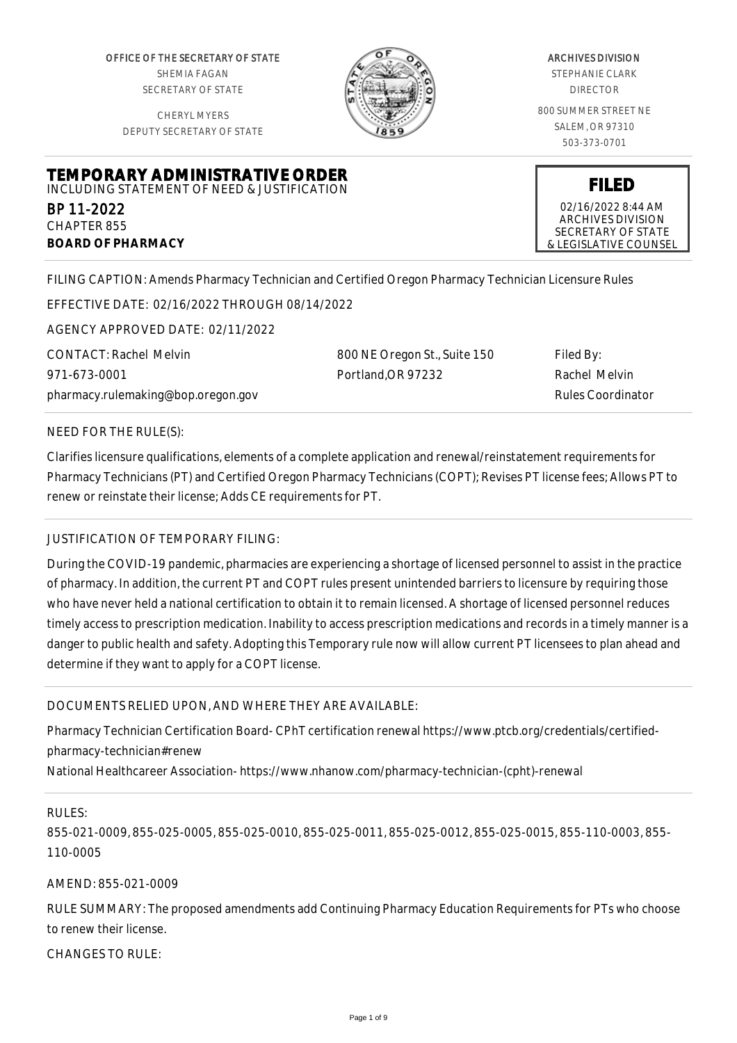OFFICE OF THE SECRETARY OF STATE
SHEMIA FAGAN
SECRETARY OF STATE

CHERYL MYERS
DEPUTY SECRETARY OF STATE

ARCHIVES DIVISION
STEPHANIE CLARK
DIRECTOR

800 SUMMER STREET NE
SALEM, OR 97310
503-373-0701

# TEMPORARY ADMINISTRATIVE ORDER

INCLUDING STATEMENT OF NEED & JUSTIFICATION

BP 11-2022
CHAPTER 855
**BOARD OF PHARMACY**

**FILED**
02/16/2022 8:44 AM
ARCHIVES DIVISION
SECRETARY OF STATE
& LEGISLATIVE COUNSEL

FILING CAPTION: Amends Pharmacy Technician and Certified Oregon Pharmacy Technician Licensure Rules

EFFECTIVE DATE: 02/16/2022 THROUGH 08/14/2022

AGENCY APPROVED DATE: 02/11/2022

CONTACT: Rachel Melvin
971-673-0001
pharmacy.rulemaking@bop.oregon.gov

800 NE Oregon St., Suite 150
Portland,OR 97232

Filed By:
Rachel Melvin
Rules Coordinator

NEED FOR THE RULE(S):

Clarifies licensure qualifications, elements of a complete application and renewal/reinstatement requirements for Pharmacy Technicians (PT) and Certified Oregon Pharmacy Technicians (COPT); Revises PT license fees; Allows PT to renew or reinstate their license; Adds CE requirements for PT.

JUSTIFICATION OF TEMPORARY FILING:

During the COVID-19 pandemic, pharmacies are experiencing a shortage of licensed personnel to assist in the practice of pharmacy. In addition, the current PT and COPT rules present unintended barriers to licensure by requiring those who have never held a national certification to obtain it to remain licensed. A shortage of licensed personnel reduces timely access to prescription medication. Inability to access prescription medications and records in a timely manner is a danger to public health and safety. Adopting this Temporary rule now will allow current PT licensees to plan ahead and determine if they want to apply for a COPT license.

DOCUMENTS RELIED UPON, AND WHERE THEY ARE AVAILABLE:

Pharmacy Technician Certification Board- CPhT certification renewal https://www.ptcb.org/credentials/certified-pharmacy-technician#renew
National Healthcareer Association- https://www.nhanow.com/pharmacy-technician-(cpht)-renewal

RULES:

855-021-0009, 855-025-0005, 855-025-0010, 855-025-0011, 855-025-0012, 855-025-0015, 855-110-0003, 855-110-0005

AMEND: 855-021-0009

RULE SUMMARY: The proposed amendments add Continuing Pharmacy Education Requirements for PTs who choose to renew their license.

CHANGES TO RULE: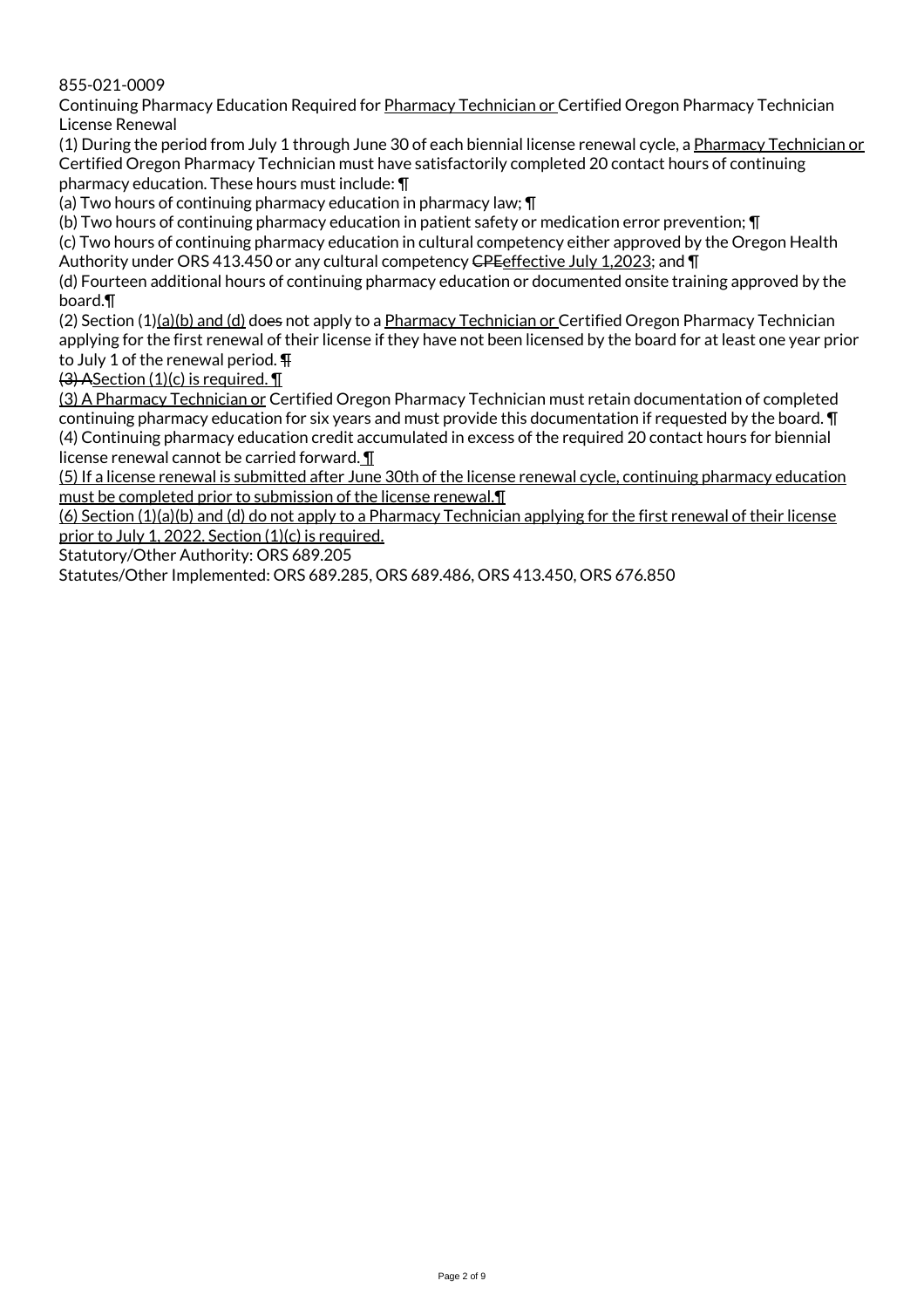855-021-0009

Continuing Pharmacy Education Required for Pharmacy Technician or Certified Oregon Pharmacy Technician License Renewal

(1) During the period from July 1 through June 30 of each biennial license renewal cycle, a Pharmacy Technician or Certified Oregon Pharmacy Technician must have satisfactorily completed 20 contact hours of continuing pharmacy education. These hours must include: ¶

(a) Two hours of continuing pharmacy education in pharmacy law; ¶

(b) Two hours of continuing pharmacy education in patient safety or medication error prevention; ¶

(c) Two hours of continuing pharmacy education in cultural competency either approved by the Oregon Health Authority under ORS 413.450 or any cultural competency ~~CPE~~effective July 1,2023; and ¶

(d) Fourteen additional hours of continuing pharmacy education or documented onsite training approved by the board.¶

(2) Section (1)(a)(b) and (d) do~~es~~ not apply to a Pharmacy Technician or Certified Oregon Pharmacy Technician applying for the first renewal of their license if they have not been licensed by the board for at least one year prior to July 1 of the renewal period. ¶

~~(3) A~~Section (1)(c) is required. ¶

(3) A Pharmacy Technician or Certified Oregon Pharmacy Technician must retain documentation of completed continuing pharmacy education for six years and must provide this documentation if requested by the board. ¶

(4) Continuing pharmacy education credit accumulated in excess of the required 20 contact hours for biennial license renewal cannot be carried forward. ¶

(5) If a license renewal is submitted after June 30th of the license renewal cycle, continuing pharmacy education must be completed prior to submission of the license renewal.¶

(6) Section (1)(a)(b) and (d) do not apply to a Pharmacy Technician applying for the first renewal of their license prior to July 1, 2022. Section (1)(c) is required.

Statutory/Other Authority: ORS 689.205

Statutes/Other Implemented: ORS 689.285, ORS 689.486, ORS 413.450, ORS 676.850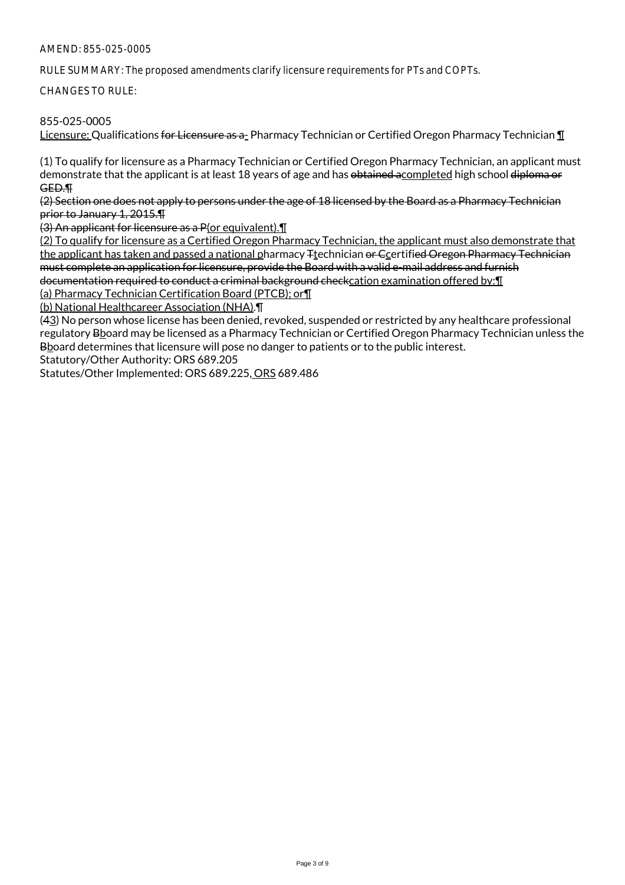AMEND: 855-025-0005

RULE SUMMARY: The proposed amendments clarify licensure requirements for PTs and COPTs.

CHANGES TO RULE:

855-025-0005
<u>Licensure:</u> Qualifications ~~for Licensure as a~~ Pharmacy Technician or Certified Oregon Pharmacy Technician ¶

(1) To qualify for licensure as a Pharmacy Technician or Certified Oregon Pharmacy Technician, an applicant must demonstrate that the applicant is at least 18 years of age and has ~~obtained a~~<u>completed</u> high school ~~diploma or GED.¶~~
~~(2) Section one does not apply to persons under the age of 18 licensed by the Board as a Pharmacy Technician prior to January 1, 2015.¶~~
~~(3) An applicant for licensure as a P~~<u>(or equivalent).¶</u>
<u>(2) To qualify for licensure as a Certified Oregon Pharmacy Technician, the applicant must also demonstrate that the applicant has taken and passed a national p</u>harmacy ~~T~~<u>t</u>echnician ~~or C~~<u>c</u>ertifi~~ed Oregon Pharmacy Technician must complete an application for licensure, provide the Board with a valid e-mail address and furnish documentation required to conduct a criminal background check~~<u>cation examination offered by:¶</u>
<u>(a) Pharmacy Technician Certification Board (PTCB); or¶</u>
<u>(b) National Healthcareer Association (NHA).¶</u>
(~~4~~<u>3</u>) No person whose license has been denied, revoked, suspended or restricted by any healthcare professional regulatory ~~B~~<u>b</u>oard may be licensed as a Pharmacy Technician or Certified Oregon Pharmacy Technician unless the ~~B~~<u>b</u>oard determines that licensure will pose no danger to patients or to the public interest.
Statutory/Other Authority: ORS 689.205
Statutes/Other Implemented: ORS 689.225<u>, ORS</u> 689.486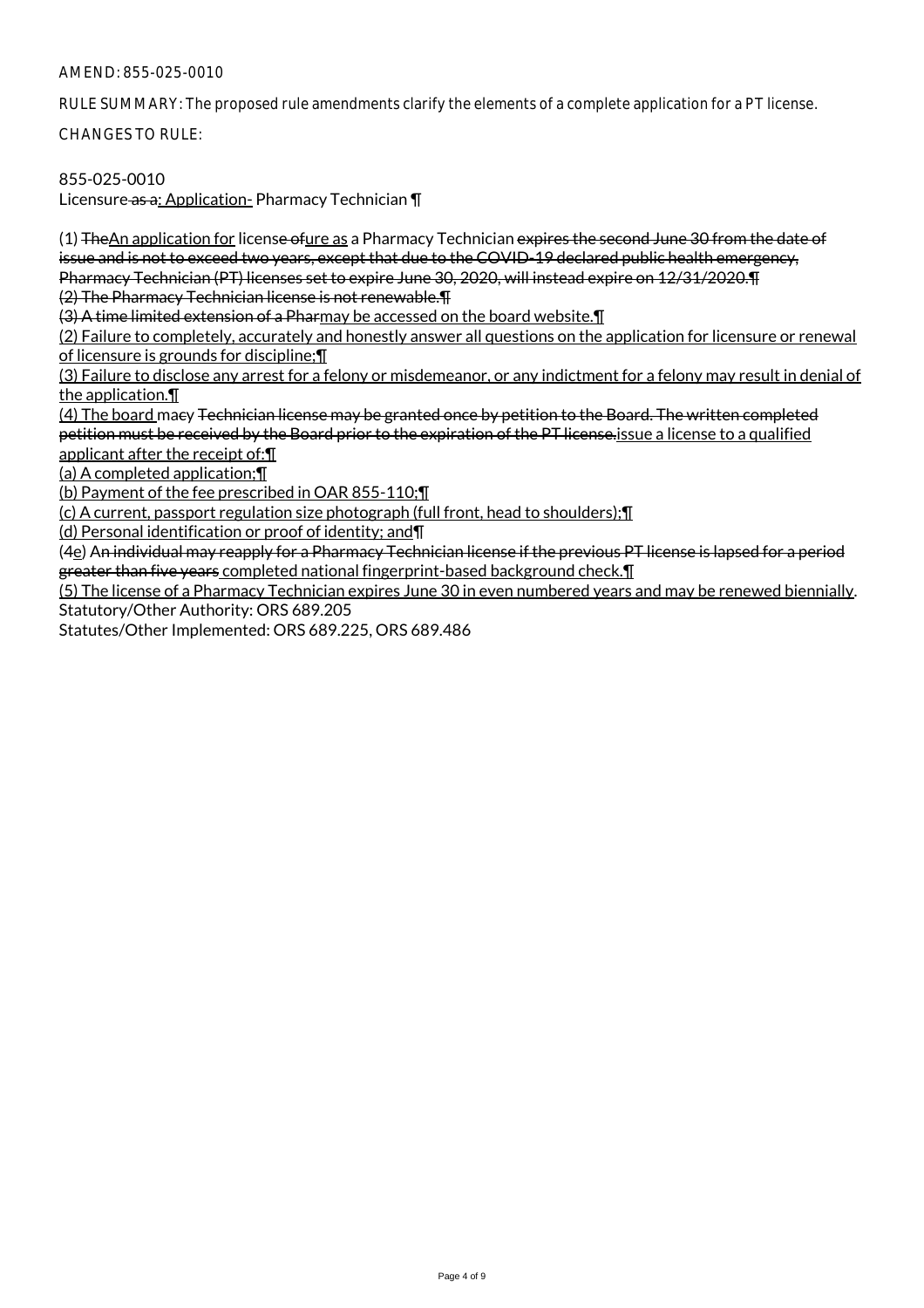AMEND: 855-025-0010

RULE SUMMARY: The proposed rule amendments clarify the elements of a complete application for a PT license.

CHANGES TO RULE:

855-025-0010
Licensure~~ as a~~<u>: Application-</u> Pharmacy Technician ¶

(1) ~~The~~<u>An application for</u> licens~~e of~~<u>ure as</u> a Pharmacy Technician ~~expires the second June 30 from the date of issue and is not to exceed two years, except that due to the COVID-19 declared public health emergency, Pharmacy Technician (PT) licenses set to expire June 30, 2020, will instead expire on 12/31/2020.¶~~
~~(2) The Pharmacy Technician license is not renewable.¶~~
~~(3) A time limited extension of a Phar~~<u>may be accessed on the board website.¶</u>
<u>(2) Failure to completely, accurately and honestly answer all questions on the application for licensure or renewal of licensure is grounds for discipline;¶</u>
<u>(3) Failure to disclose any arrest for a felony or misdemeanor, or any indictment for a felony may result in denial of the application.¶</u>
<u>(4) The board </u>ma~~cy Technician license may be granted once by petition to the Board. The written completed petition must be received by the Board prior to the expiration of the PT license.~~<u>y issue a license to a qualified applicant after the receipt of:¶</u>
<u>(a) A completed application;¶</u>
<u>(b) Payment of the fee prescribed in OAR 855-110;¶</u>
<u>(c) A current, passport regulation size photograph (full front, head to shoulders);¶</u>
<u>(d) Personal identification or proof of identity; and¶</u>
(~~4~~<u>e</u>) ~~An individual may reapply for a Pharmacy Technician license if the previous PT license is lapsed for a period greater than five years~~<u> completed national fingerprint-based background check.¶</u>
<u>(5) The license of a Pharmacy Technician expires June 30 in even numbered years and may be renewed biennially</u>.
Statutory/Other Authority: ORS 689.205
Statutes/Other Implemented: ORS 689.225, ORS 689.486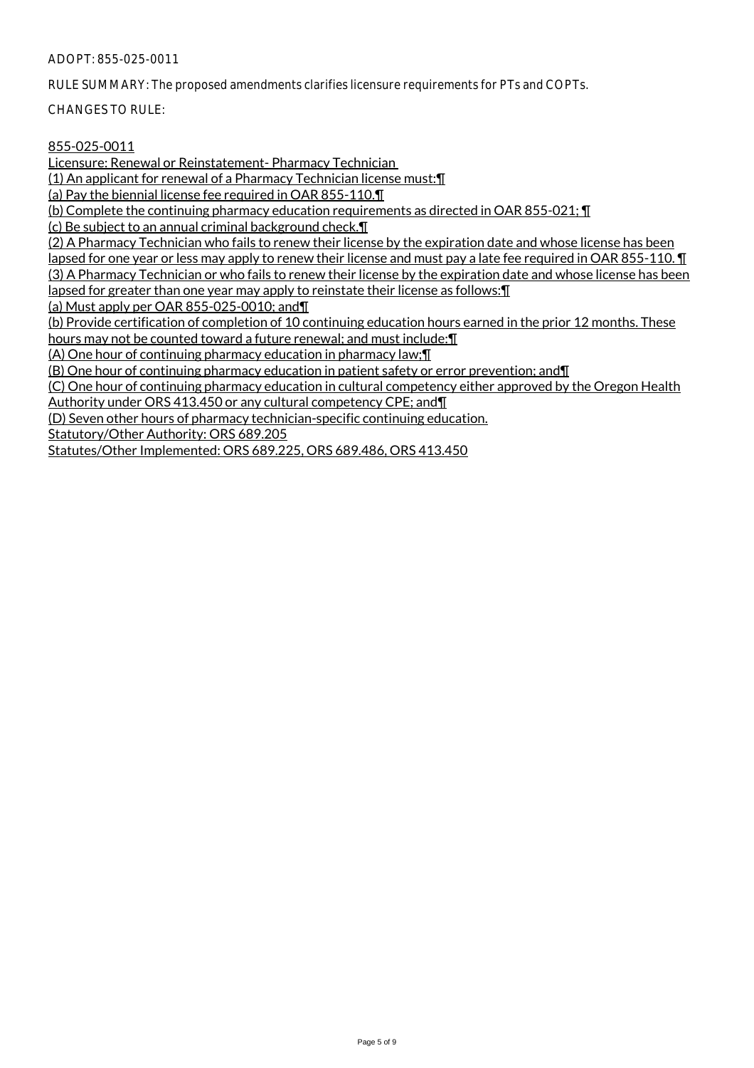ADOPT: 855-025-0011

RULE SUMMARY: The proposed amendments clarifies licensure requirements for PTs and COPTs.

CHANGES TO RULE:

855-025-0011
Licensure: Renewal or Reinstatement- Pharmacy Technician
(1) An applicant for renewal of a Pharmacy Technician license must:¶
(a) Pay the biennial license fee required in OAR 855-110.¶
(b) Complete the continuing pharmacy education requirements as directed in OAR 855-021; ¶
(c) Be subject to an annual criminal background check.¶
(2) A Pharmacy Technician who fails to renew their license by the expiration date and whose license has been lapsed for one year or less may apply to renew their license and must pay a late fee required in OAR 855-110. ¶
(3) A Pharmacy Technician or who fails to renew their license by the expiration date and whose license has been lapsed for greater than one year may apply to reinstate their license as follows:¶
(a) Must apply per OAR 855-025-0010; and¶
(b) Provide certification of completion of 10 continuing education hours earned in the prior 12 months. These hours may not be counted toward a future renewal; and must include:¶
(A) One hour of continuing pharmacy education in pharmacy law;¶
(B) One hour of continuing pharmacy education in patient safety or error prevention; and¶
(C) One hour of continuing pharmacy education in cultural competency either approved by the Oregon Health Authority under ORS 413.450 or any cultural competency CPE; and¶
(D) Seven other hours of pharmacy technician-specific continuing education.
Statutory/Other Authority: ORS 689.205
Statutes/Other Implemented: ORS 689.225, ORS 689.486, ORS 413.450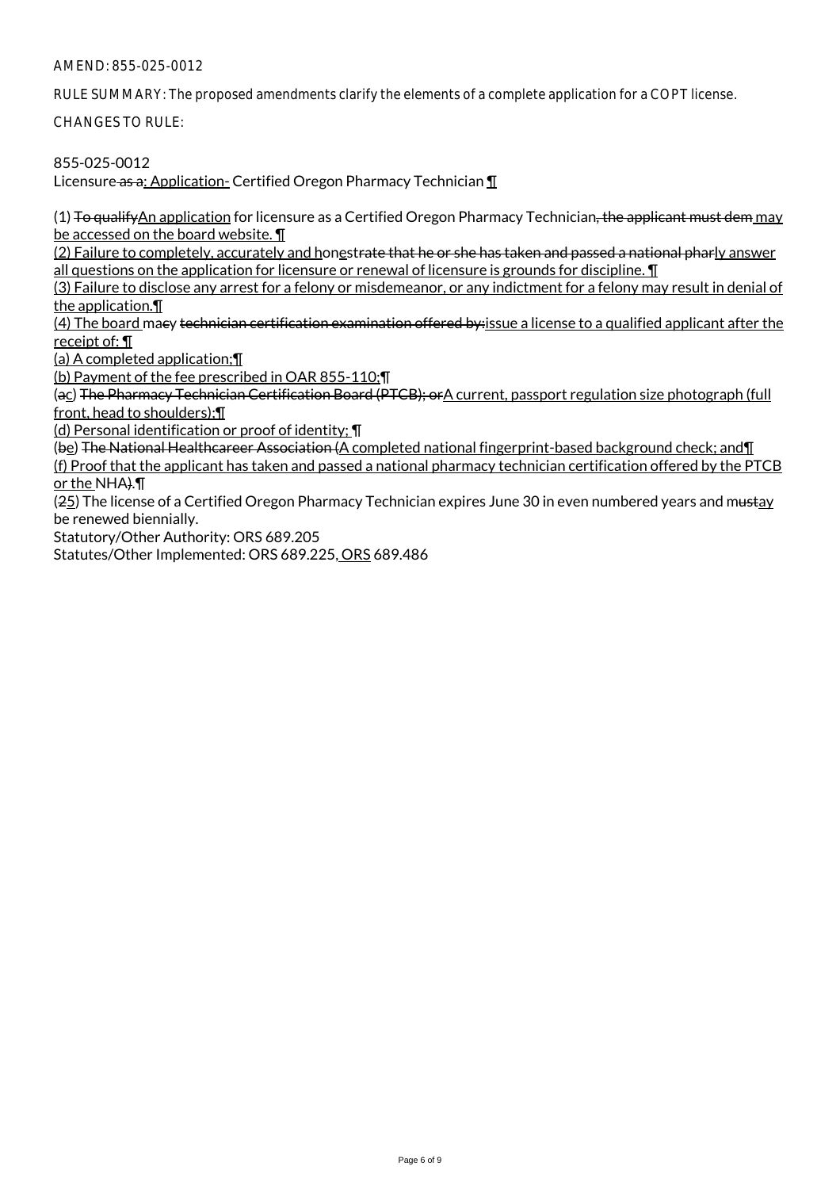AMEND: 855-025-0012

RULE SUMMARY: The proposed amendments clarify the elements of a complete application for a COPT license.

CHANGES TO RULE:

855-025-0012

Licensure as a: Application- Certified Oregon Pharmacy Technician ¶

(1) To qualifyAn application for licensure as a Certified Oregon Pharmacy Technician, the applicant must dem may be accessed on the board website. ¶

(2) Failure to completely, accurately and honestrate that he or she has taken and passed a national pharly answer all questions on the application for licensure or renewal of licensure is grounds for discipline. ¶

(3) Failure to disclose any arrest for a felony or misdemeanor, or any indictment for a felony may result in denial of the application.¶

(4) The board macy technician certification examination offered by:issue a license to a qualified applicant after the receipt of: ¶

(a) A completed application;¶

(b) Payment of the fee prescribed in OAR 855-110;¶

(ac) The Pharmacy Technician Certification Board (PTCB); orA current, passport regulation size photograph (full front, head to shoulders);¶

(d) Personal identification or proof of identity; ¶

(be) The National Healthcareer Association (A completed national fingerprint-based background check; and¶

(f) Proof that the applicant has taken and passed a national pharmacy technician certification offered by the PTCB or the NHA).¶

(25) The license of a Certified Oregon Pharmacy Technician expires June 30 in even numbered years and mustay be renewed biennially.

Statutory/Other Authority: ORS 689.205

Statutes/Other Implemented: ORS 689.225, ORS 689.486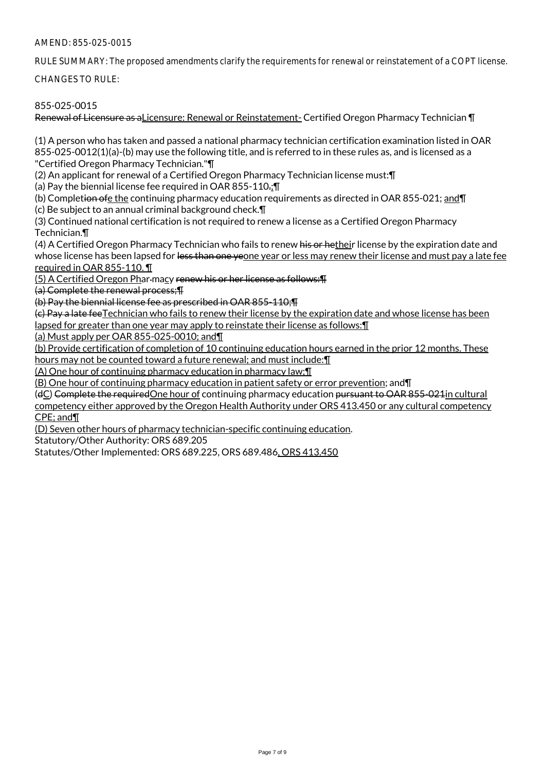AMEND: 855-025-0015

RULE SUMMARY: The proposed amendments clarify the requirements for renewal or reinstatement of a COPT license.

CHANGES TO RULE:

855-025-0015
~~Renewal of Licensure as a~~Licensure: Renewal or Reinstatement- Certified Oregon Pharmacy Technician ¶

(1) A person who has taken and passed a national pharmacy technician certification examination listed in OAR 855-025-0012(1)(a)-(b) may use the following title, and is referred to in these rules as, and is licensed as a "Certified Oregon Pharmacy Technician."¶
(2) An applicant for renewal of a Certified Oregon Pharmacy Technician license must:¶
(a) Pay the biennial license fee required in OAR 855-110~~.~~;¶
(b) Complet~~ion of~~e the continuing pharmacy education requirements as directed in OAR 855-021; and¶
(c) Be subject to an annual criminal background check.¶
(3) Continued national certification is not required to renew a license as a Certified Oregon Pharmacy Technician.¶
(4) A Certified Oregon Pharmacy Technician who fails to renew ~~his or he~~their license by the expiration date and whose license has been lapsed for ~~less than one ye~~one year or less may renew their license and must pay a late fee required in OAR 855-110. ¶
(5) A Certified Oregon Phar-macy ~~renew his or her license as follows:¶~~
~~(a) Complete the renewal process;¶~~
~~(b) Pay the biennial license fee as prescribed in OAR 855-110;¶~~
~~(c) Pay a late fee~~Technician who fails to renew their license by the expiration date and whose license has been lapsed for greater than one year may apply to reinstate their license as follows:¶
(a) Must apply per OAR 855-025-0010; and¶
(b) Provide certification of completion of 10 continuing education hours earned in the prior 12 months. These hours may not be counted toward a future renewal; and must include:¶
(A) One hour of continuing pharmacy education in pharmacy law;¶
(B) One hour of continuing pharmacy education in patient safety or error prevention; and¶
(~~d~~C) ~~Complete the required~~One hour of continuing pharmacy education ~~pursuant to OAR 855-021~~in cultural competency either approved by the Oregon Health Authority under ORS 413.450 or any cultural competency CPE; and¶
(D) Seven other hours of pharmacy technician-specific continuing education.
Statutory/Other Authority: ORS 689.205
Statutes/Other Implemented: ORS 689.225, ORS 689.486, ORS 413.450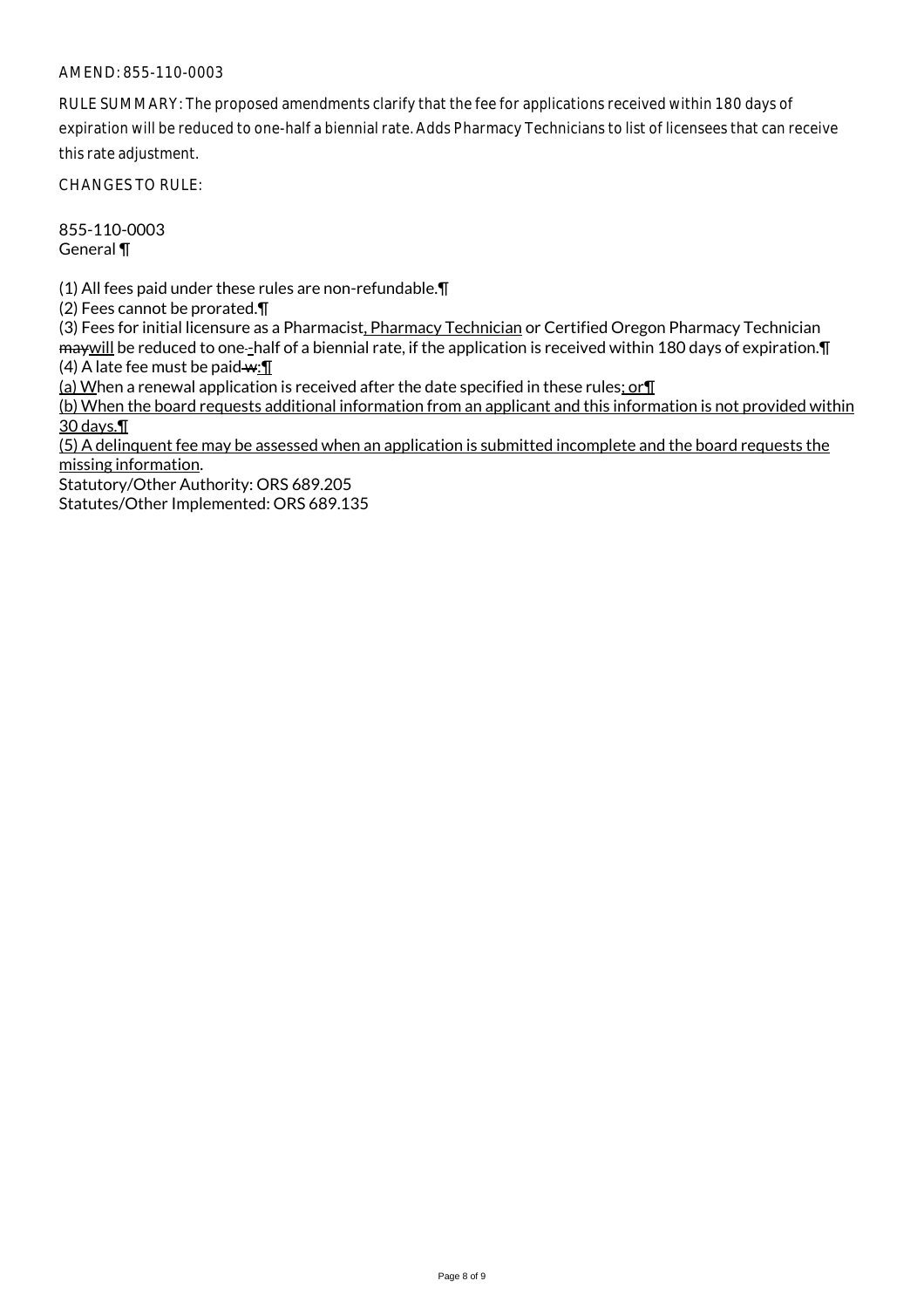AMEND: 855-110-0003

RULE SUMMARY: The proposed amendments clarify that the fee for applications received within 180 days of expiration will be reduced to one-half a biennial rate. Adds Pharmacy Technicians to list of licensees that can receive this rate adjustment.

CHANGES TO RULE:

855-110-0003
General ¶

(1) All fees paid under these rules are non-refundable.¶
(2) Fees cannot be prorated.¶
(3) Fees for initial licensure as a Pharmacist, Pharmacy Technician or Certified Oregon Pharmacy Technician maywill be reduced to one--half of a biennial rate, if the application is received within 180 days of expiration.¶
(4) A late fee must be paid w:¶
(a) When a renewal application is received after the date specified in these rules; or¶
(b) When the board requests additional information from an applicant and this information is not provided within 30 days.¶
(5) A delinquent fee may be assessed when an application is submitted incomplete and the board requests the missing information.
Statutory/Other Authority: ORS 689.205
Statutes/Other Implemented: ORS 689.135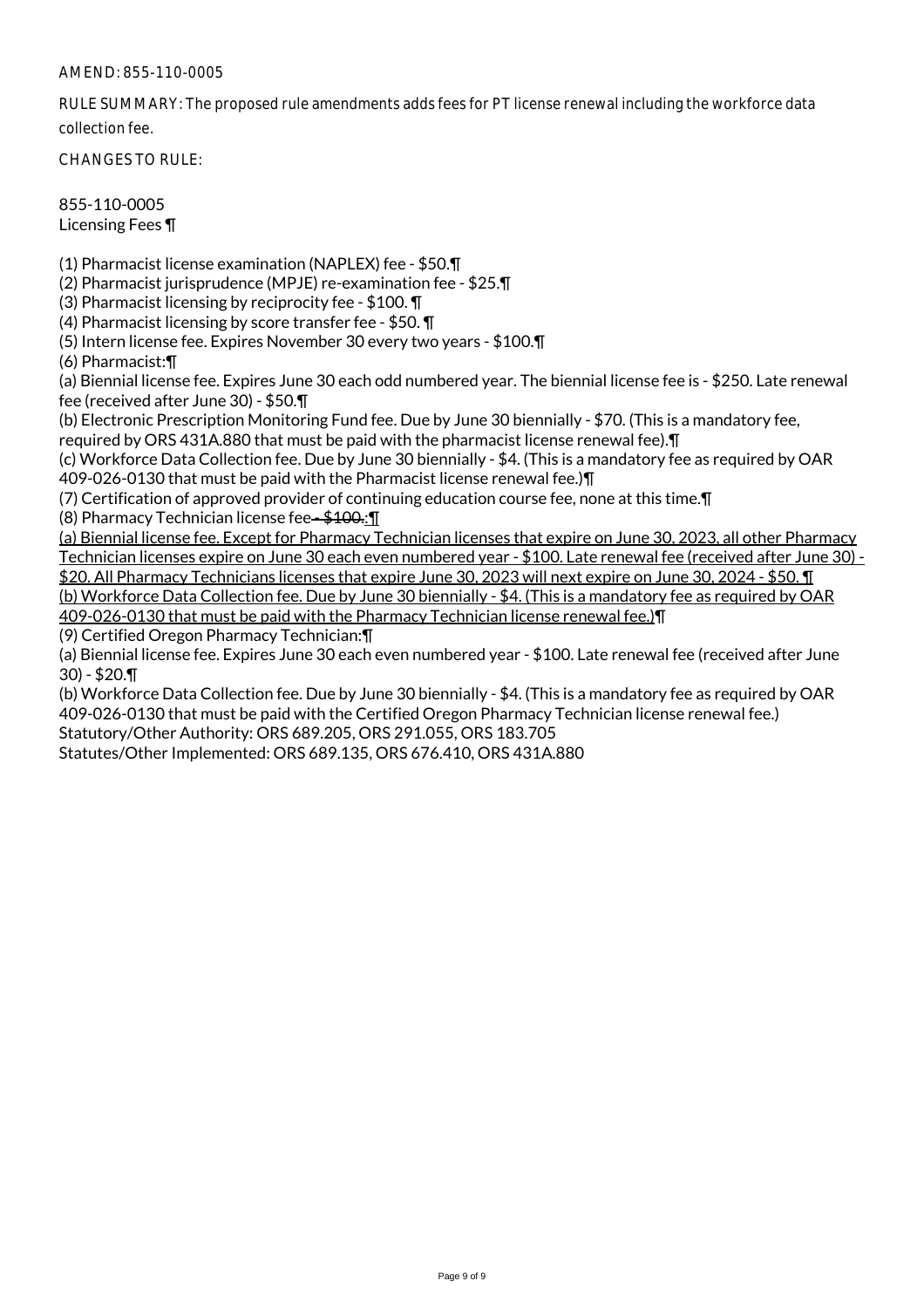AMEND: 855-110-0005

RULE SUMMARY: The proposed rule amendments adds fees for PT license renewal including the workforce data collection fee.

CHANGES TO RULE:

855-110-0005
Licensing Fees ¶

(1) Pharmacist license examination (NAPLEX) fee - $50.¶
(2) Pharmacist jurisprudence (MPJE) re-examination fee - $25.¶
(3) Pharmacist licensing by reciprocity fee - $100. ¶
(4) Pharmacist licensing by score transfer fee - $50. ¶
(5) Intern license fee. Expires November 30 every two years - $100.¶
(6) Pharmacist:¶
(a) Biennial license fee. Expires June 30 each odd numbered year. The biennial license fee is - $250. Late renewal fee (received after June 30) - $50.¶
(b) Electronic Prescription Monitoring Fund fee. Due by June 30 biennially - $70. (This is a mandatory fee, required by ORS 431A.880 that must be paid with the pharmacist license renewal fee).¶
(c) Workforce Data Collection fee. Due by June 30 biennially - $4. (This is a mandatory fee as required by OAR 409-026-0130 that must be paid with the Pharmacist license renewal fee.)¶
(7) Certification of approved provider of continuing education course fee, none at this time.¶
(8) Pharmacy Technician license fee~~ - $100.~~:¶
(a) Biennial license fee. Except for Pharmacy Technician licenses that expire on June 30, 2023, all other Pharmacy Technician licenses expire on June 30 each even numbered year - $100. Late renewal fee (received after June 30) - $20. All Pharmacy Technicians licenses that expire June 30, 2023 will next expire on June 30, 2024 - $50. ¶
(b) Workforce Data Collection fee. Due by June 30 biennially - $4. (This is a mandatory fee as required by OAR 409-026-0130 that must be paid with the Pharmacy Technician license renewal fee.)¶
(9) Certified Oregon Pharmacy Technician:¶
(a) Biennial license fee. Expires June 30 each even numbered year - $100. Late renewal fee (received after June 30) - $20.¶
(b) Workforce Data Collection fee. Due by June 30 biennially - $4. (This is a mandatory fee as required by OAR 409-026-0130 that must be paid with the Certified Oregon Pharmacy Technician license renewal fee.)
Statutory/Other Authority: ORS 689.205, ORS 291.055, ORS 183.705
Statutes/Other Implemented: ORS 689.135, ORS 676.410, ORS 431A.880